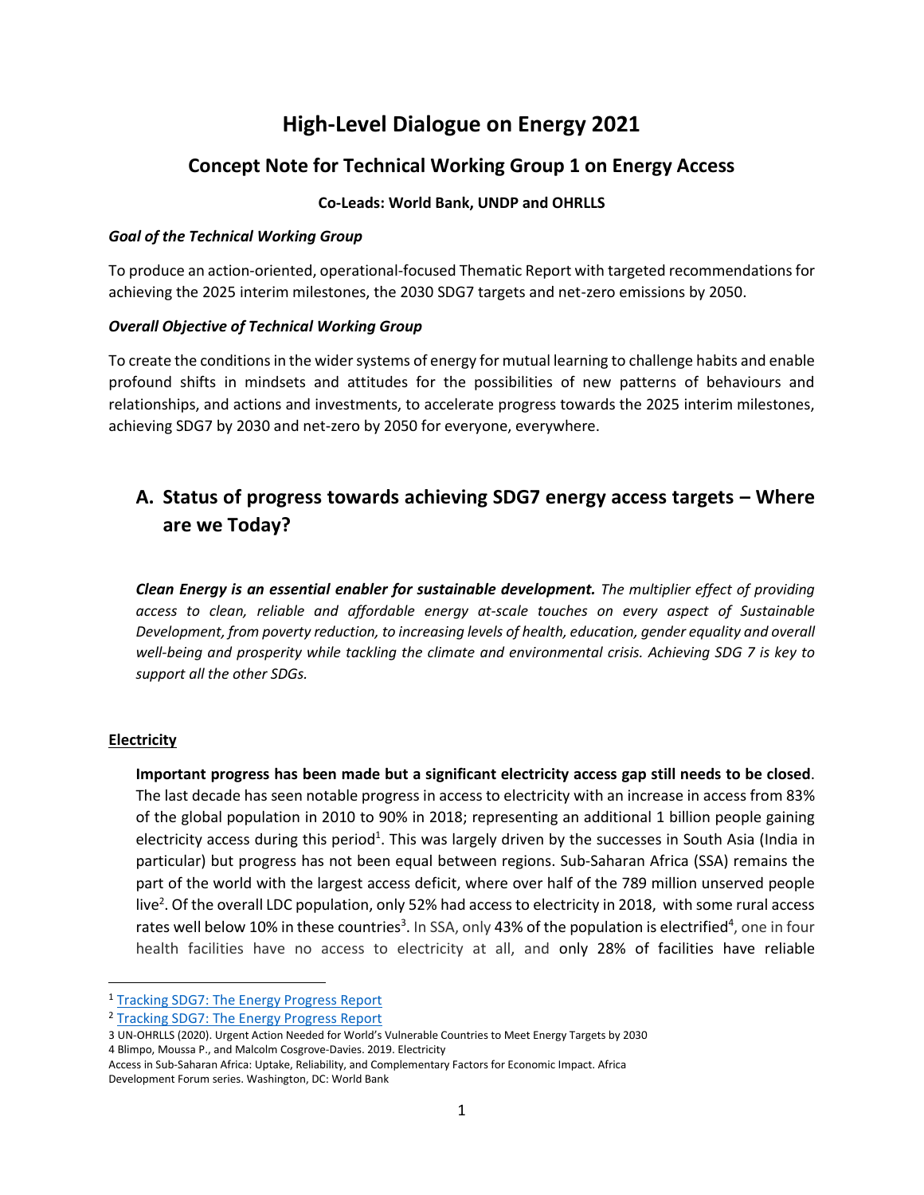# High-Level Dialogue on Energy 2021

## Concept Note for Technical Working Group 1 on Energy Access

**Co-Leads: World Bank, UNDP and OHRLLS**

***Goal of the Technical Working Group***

To produce an action-oriented, operational-focused Thematic Report with targeted recommendations for achieving the 2025 interim milestones, the 2030 SDG7 targets and net-zero emissions by 2050.

***Overall Objective of Technical Working Group***

To create the conditions in the wider systems of energy for mutual learning to challenge habits and enable profound shifts in mindsets and attitudes for the possibilities of new patterns of behaviours and relationships, and actions and investments, to accelerate progress towards the 2025 interim milestones, achieving SDG7 by 2030 and net-zero by 2050 for everyone, everywhere.

## A. Status of progress towards achieving SDG7 energy access targets – Where are we Today?

***Clean Energy is an essential enabler for sustainable development.*** *The multiplier effect of providing access to clean, reliable and affordable energy at-scale touches on every aspect of Sustainable Development, from poverty reduction, to increasing levels of health, education, gender equality and overall well-being and prosperity while tackling the climate and environmental crisis. Achieving SDG 7 is key to support all the other SDGs.*

### Electricity

**Important progress has been made but a significant electricity access gap still needs to be closed**. The last decade has seen notable progress in access to electricity with an increase in access from 83% of the global population in 2010 to 90% in 2018; representing an additional 1 billion people gaining electricity access during this period[1]. This was largely driven by the successes in South Asia (India in particular) but progress has not been equal between regions. Sub-Saharan Africa (SSA) remains the part of the world with the largest access deficit, where over half of the 789 million unserved people live[2]. Of the overall LDC population, only 52% had access to electricity in 2018, with some rural access rates well below 10% in these countries[3]. In SSA, only 43% of the population is electrified[4], one in four health facilities have no access to electricity at all, and only 28% of facilities have reliable

---

[1] Tracking SDG7: The Energy Progress Report

[2] Tracking SDG7: The Energy Progress Report

3 UN-OHRLLS (2020). Urgent Action Needed for World's Vulnerable Countries to Meet Energy Targets by 2030

4 Blimpo, Moussa P., and Malcolm Cosgrove-Davies. 2019. Electricity Access in Sub-Saharan Africa: Uptake, Reliability, and Complementary Factors for Economic Impact. Africa Development Forum series. Washington, DC: World Bank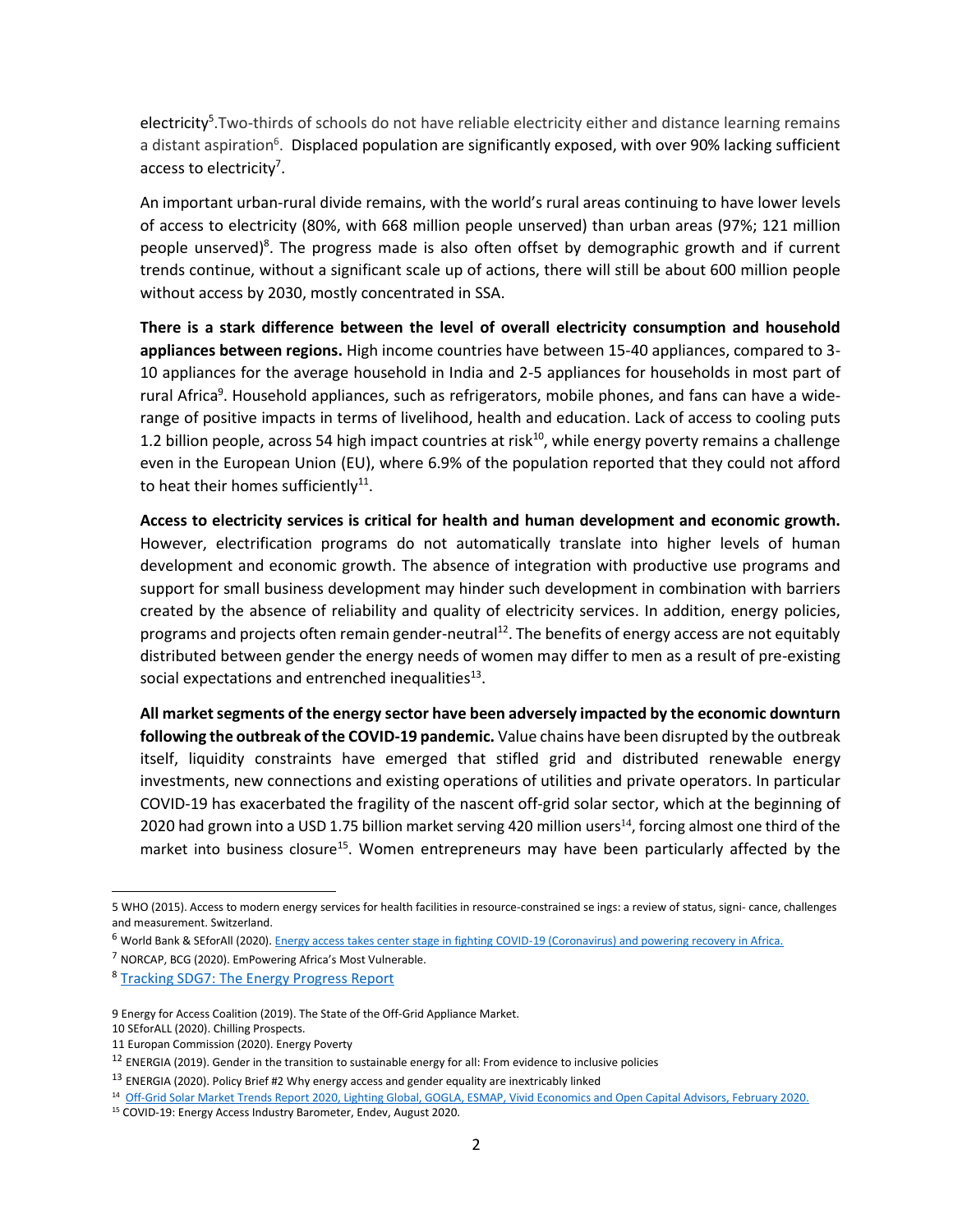electricity[5].Two-thirds of schools do not have reliable electricity either and distance learning remains a distant aspiration[6]. Displaced population are significantly exposed, with over 90% lacking sufficient access to electricity[7].

An important urban-rural divide remains, with the world's rural areas continuing to have lower levels of access to electricity (80%, with 668 million people unserved) than urban areas (97%; 121 million people unserved)[8]. The progress made is also often offset by demographic growth and if current trends continue, without a significant scale up of actions, there will still be about 600 million people without access by 2030, mostly concentrated in SSA.

**There is a stark difference between the level of overall electricity consumption and household appliances between regions.** High income countries have between 15-40 appliances, compared to 3-10 appliances for the average household in India and 2-5 appliances for households in most part of rural Africa[9]. Household appliances, such as refrigerators, mobile phones, and fans can have a wide-range of positive impacts in terms of livelihood, health and education. Lack of access to cooling puts 1.2 billion people, across 54 high impact countries at risk[10], while energy poverty remains a challenge even in the European Union (EU), where 6.9% of the population reported that they could not afford to heat their homes sufficiently[11].

**Access to electricity services is critical for health and human development and economic growth.** However, electrification programs do not automatically translate into higher levels of human development and economic growth. The absence of integration with productive use programs and support for small business development may hinder such development in combination with barriers created by the absence of reliability and quality of electricity services. In addition, energy policies, programs and projects often remain gender-neutral[12]. The benefits of energy access are not equitably distributed between gender the energy needs of women may differ to men as a result of pre-existing social expectations and entrenched inequalities[13].

**All market segments of the energy sector have been adversely impacted by the economic downturn following the outbreak of the COVID-19 pandemic.** Value chains have been disrupted by the outbreak itself, liquidity constraints have emerged that stifled grid and distributed renewable energy investments, new connections and existing operations of utilities and private operators. In particular COVID-19 has exacerbated the fragility of the nascent off-grid solar sector, which at the beginning of 2020 had grown into a USD 1.75 billion market serving 420 million users[14], forcing almost one third of the market into business closure[15]. Women entrepreneurs may have been particularly affected by the

---

5 WHO (2015). Access to modern energy services for health facilities in resource-constrained se ings: a review of status, signi- cance, challenges and measurement. Switzerland.

6 World Bank & SEforAll (2020). [Energy access takes center stage in fighting COVID-19 (Coronavirus) and powering recovery in Africa.]()

7 NORCAP, BCG (2020). EmPowering Africa's Most Vulnerable.

8 [Tracking SDG7: The Energy Progress Report]()

9 Energy for Access Coalition (2019). The State of the Off-Grid Appliance Market.

10 SEforALL (2020). Chilling Prospects.

11 Europan Commission (2020). Energy Poverty

12 ENERGIA (2019). Gender in the transition to sustainable energy for all: From evidence to inclusive policies

13 ENERGIA (2020). Policy Brief #2 Why energy access and gender equality are inextricably linked

14 [Off-Grid Solar Market Trends Report 2020, Lighting Global, GOGLA, ESMAP, Vivid Economics and Open Capital Advisors, February 2020.]()

15 COVID-19: Energy Access Industry Barometer, Endev, August 2020.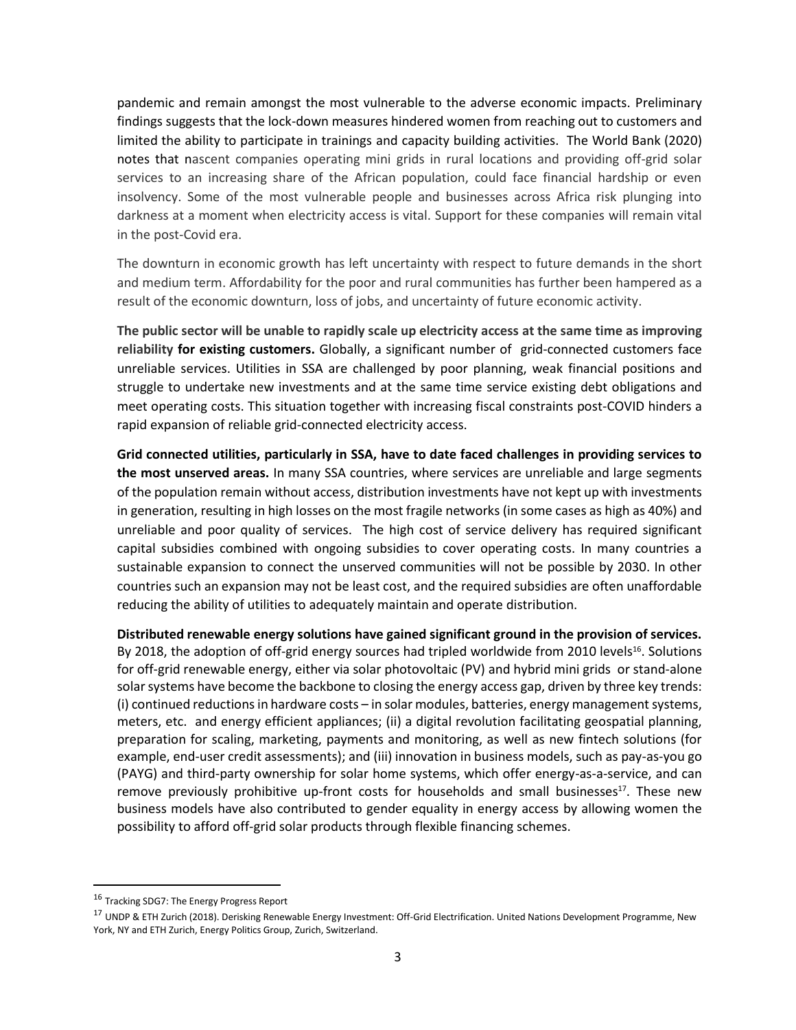pandemic and remain amongst the most vulnerable to the adverse economic impacts. Preliminary findings suggests that the lock-down measures hindered women from reaching out to customers and limited the ability to participate in trainings and capacity building activities. The World Bank (2020) notes that nascent companies operating mini grids in rural locations and providing off-grid solar services to an increasing share of the African population, could face financial hardship or even insolvency. Some of the most vulnerable people and businesses across Africa risk plunging into darkness at a moment when electricity access is vital. Support for these companies will remain vital in the post-Covid era.

The downturn in economic growth has left uncertainty with respect to future demands in the short and medium term. Affordability for the poor and rural communities has further been hampered as a result of the economic downturn, loss of jobs, and uncertainty of future economic activity.

**The public sector will be unable to rapidly scale up electricity access at the same time as improving reliability for existing customers.** Globally, a significant number of grid-connected customers face unreliable services. Utilities in SSA are challenged by poor planning, weak financial positions and struggle to undertake new investments and at the same time service existing debt obligations and meet operating costs. This situation together with increasing fiscal constraints post-COVID hinders a rapid expansion of reliable grid-connected electricity access.

**Grid connected utilities, particularly in SSA, have to date faced challenges in providing services to the most unserved areas.** In many SSA countries, where services are unreliable and large segments of the population remain without access, distribution investments have not kept up with investments in generation, resulting in high losses on the most fragile networks (in some cases as high as 40%) and unreliable and poor quality of services. The high cost of service delivery has required significant capital subsidies combined with ongoing subsidies to cover operating costs. In many countries a sustainable expansion to connect the unserved communities will not be possible by 2030. In other countries such an expansion may not be least cost, and the required subsidies are often unaffordable reducing the ability of utilities to adequately maintain and operate distribution.

**Distributed renewable energy solutions have gained significant ground in the provision of services.** By 2018, the adoption of off-grid energy sources had tripled worldwide from 2010 levels[16]. Solutions for off-grid renewable energy, either via solar photovoltaic (PV) and hybrid mini grids or stand-alone solar systems have become the backbone to closing the energy access gap, driven by three key trends: (i) continued reductions in hardware costs – in solar modules, batteries, energy management systems, meters, etc. and energy efficient appliances; (ii) a digital revolution facilitating geospatial planning, preparation for scaling, marketing, payments and monitoring, as well as new fintech solutions (for example, end-user credit assessments); and (iii) innovation in business models, such as pay-as-you go (PAYG) and third-party ownership for solar home systems, which offer energy-as-a-service, and can remove previously prohibitive up-front costs for households and small businesses[17]. These new business models have also contributed to gender equality in energy access by allowing women the possibility to afford off-grid solar products through flexible financing schemes.

---

[16] Tracking SDG7: The Energy Progress Report

[17] UNDP & ETH Zurich (2018). Derisking Renewable Energy Investment: Off-Grid Electrification. United Nations Development Programme, New York, NY and ETH Zurich, Energy Politics Group, Zurich, Switzerland.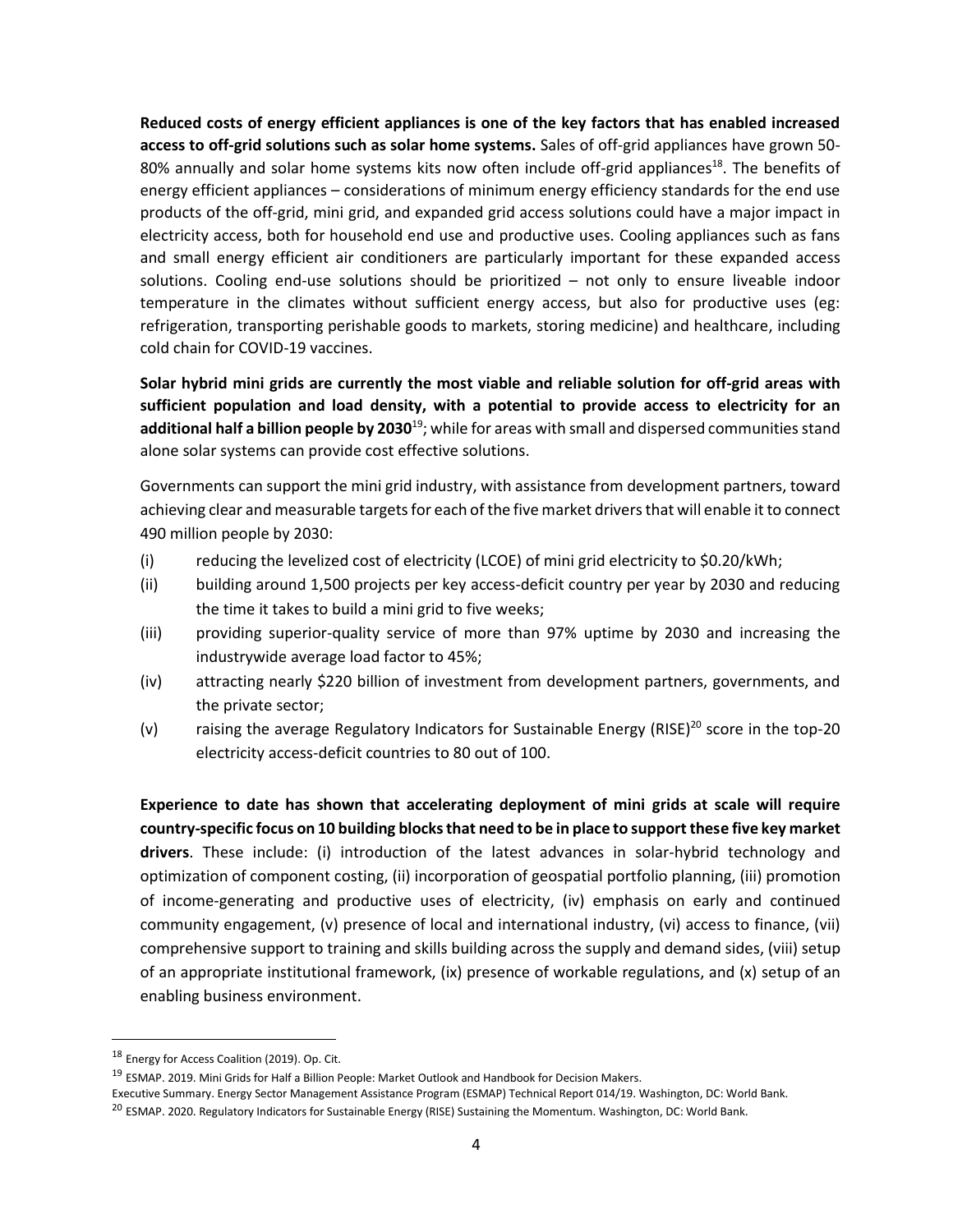**Reduced costs of energy efficient appliances is one of the key factors that has enabled increased access to off-grid solutions such as solar home systems.** Sales of off-grid appliances have grown 50-80% annually and solar home systems kits now often include off-grid appliances[18]. The benefits of energy efficient appliances – considerations of minimum energy efficiency standards for the end use products of the off-grid, mini grid, and expanded grid access solutions could have a major impact in electricity access, both for household end use and productive uses. Cooling appliances such as fans and small energy efficient air conditioners are particularly important for these expanded access solutions. Cooling end-use solutions should be prioritized – not only to ensure liveable indoor temperature in the climates without sufficient energy access, but also for productive uses (eg: refrigeration, transporting perishable goods to markets, storing medicine) and healthcare, including cold chain for COVID-19 vaccines.

**Solar hybrid mini grids are currently the most viable and reliable solution for off-grid areas with sufficient population and load density, with a potential to provide access to electricity for an additional half a billion people by 2030**[19]; while for areas with small and dispersed communities stand alone solar systems can provide cost effective solutions.

Governments can support the mini grid industry, with assistance from development partners, toward achieving clear and measurable targets for each of the five market drivers that will enable it to connect 490 million people by 2030:

(i) reducing the levelized cost of electricity (LCOE) of mini grid electricity to \$0.20/kWh;

(ii) building around 1,500 projects per key access-deficit country per year by 2030 and reducing the time it takes to build a mini grid to five weeks;

(iii) providing superior-quality service of more than 97% uptime by 2030 and increasing the industrywide average load factor to 45%;

(iv) attracting nearly \$220 billion of investment from development partners, governments, and the private sector;

(v) raising the average Regulatory Indicators for Sustainable Energy (RISE)[20] score in the top-20 electricity access-deficit countries to 80 out of 100.

**Experience to date has shown that accelerating deployment of mini grids at scale will require country-specific focus on 10 building blocks that need to be in place to support these five key market drivers**. These include: (i) introduction of the latest advances in solar-hybrid technology and optimization of component costing, (ii) incorporation of geospatial portfolio planning, (iii) promotion of income-generating and productive uses of electricity, (iv) emphasis on early and continued community engagement, (v) presence of local and international industry, (vi) access to finance, (vii) comprehensive support to training and skills building across the supply and demand sides, (viii) setup of an appropriate institutional framework, (ix) presence of workable regulations, and (x) setup of an enabling business environment.

---

[18] Energy for Access Coalition (2019). Op. Cit.

[19] ESMAP. 2019. Mini Grids for Half a Billion People: Market Outlook and Handbook for Decision Makers. Executive Summary. Energy Sector Management Assistance Program (ESMAP) Technical Report 014/19. Washington, DC: World Bank.

[20] ESMAP. 2020. Regulatory Indicators for Sustainable Energy (RISE) Sustaining the Momentum. Washington, DC: World Bank.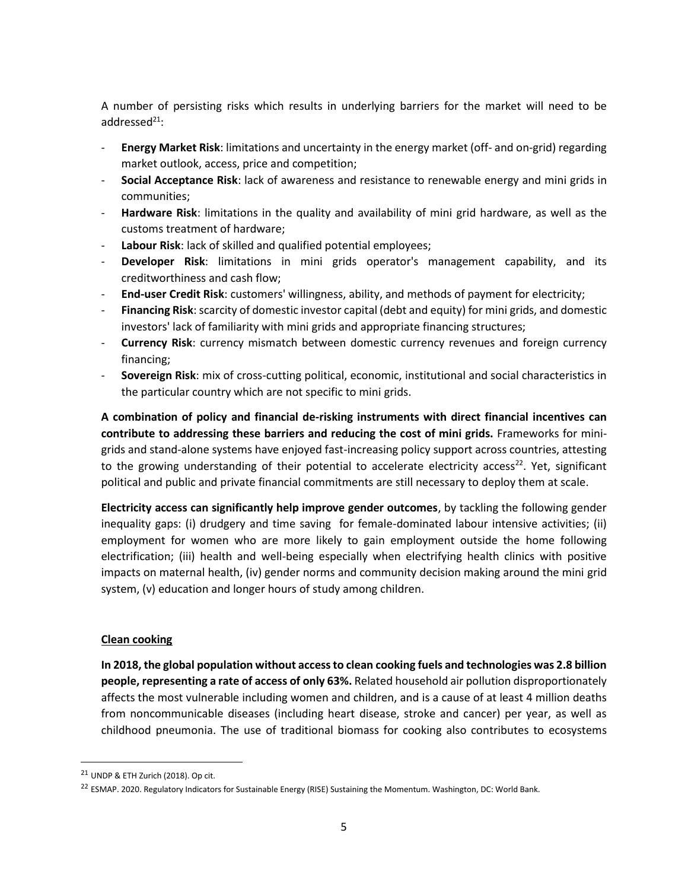A number of persisting risks which results in underlying barriers for the market will need to be addressed[21]:

- **Energy Market Risk**: limitations and uncertainty in the energy market (off- and on-grid) regarding market outlook, access, price and competition;
- **Social Acceptance Risk**: lack of awareness and resistance to renewable energy and mini grids in communities;
- **Hardware Risk**: limitations in the quality and availability of mini grid hardware, as well as the customs treatment of hardware;
- **Labour Risk**: lack of skilled and qualified potential employees;
- **Developer Risk**: limitations in mini grids operator's management capability, and its creditworthiness and cash flow;
- **End-user Credit Risk**: customers' willingness, ability, and methods of payment for electricity;
- **Financing Risk**: scarcity of domestic investor capital (debt and equity) for mini grids, and domestic investors' lack of familiarity with mini grids and appropriate financing structures;
- **Currency Risk**: currency mismatch between domestic currency revenues and foreign currency financing;
- **Sovereign Risk**: mix of cross-cutting political, economic, institutional and social characteristics in the particular country which are not specific to mini grids.

**A combination of policy and financial de-risking instruments with direct financial incentives can contribute to addressing these barriers and reducing the cost of mini grids.** Frameworks for mini-grids and stand-alone systems have enjoyed fast-increasing policy support across countries, attesting to the growing understanding of their potential to accelerate electricity access[22]. Yet, significant political and public and private financial commitments are still necessary to deploy them at scale.

**Electricity access can significantly help improve gender outcomes**, by tackling the following gender inequality gaps: (i) drudgery and time saving for female-dominated labour intensive activities; (ii) employment for women who are more likely to gain employment outside the home following electrification; (iii) health and well-being especially when electrifying health clinics with positive impacts on maternal health, (iv) gender norms and community decision making around the mini grid system, (v) education and longer hours of study among children.

**<u>Clean cooking</u>**

**In 2018, the global population without access to clean cooking fuels and technologies was 2.8 billion people, representing a rate of access of only 63%.** Related household air pollution disproportionately affects the most vulnerable including women and children, and is a cause of at least 4 million deaths from noncommunicable diseases (including heart disease, stroke and cancer) per year, as well as childhood pneumonia. The use of traditional biomass for cooking also contributes to ecosystems

---

[21] UNDP & ETH Zurich (2018). Op cit.

[22] ESMAP. 2020. Regulatory Indicators for Sustainable Energy (RISE) Sustaining the Momentum. Washington, DC: World Bank.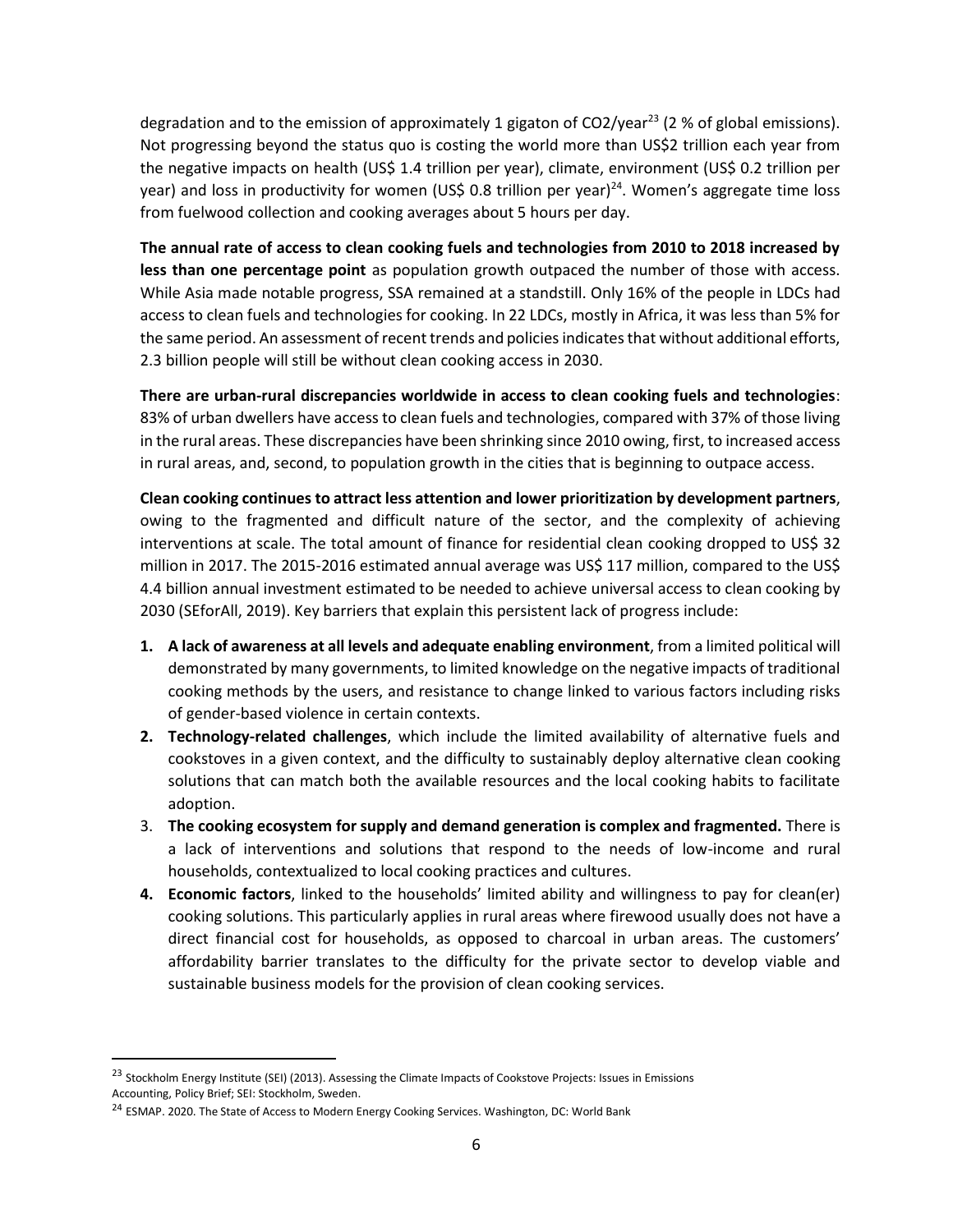degradation and to the emission of approximately 1 gigaton of $CO_2$/year[23] (2 % of global emissions). Not progressing beyond the status quo is costing the world more than US$2 trillion each year from the negative impacts on health (US$ 1.4 trillion per year), climate, environment (US$ 0.2 trillion per year) and loss in productivity for women (US$ 0.8 trillion per year)[24]. Women's aggregate time loss from fuelwood collection and cooking averages about 5 hours per day.

**The annual rate of access to clean cooking fuels and technologies from 2010 to 2018 increased by less than one percentage point** as population growth outpaced the number of those with access. While Asia made notable progress, SSA remained at a standstill. Only 16% of the people in LDCs had access to clean fuels and technologies for cooking. In 22 LDCs, mostly in Africa, it was less than 5% for the same period. An assessment of recent trends and policies indicates that without additional efforts, 2.3 billion people will still be without clean cooking access in 2030.

**There are urban-rural discrepancies worldwide in access to clean cooking fuels and technologies**: 83% of urban dwellers have access to clean fuels and technologies, compared with 37% of those living in the rural areas. These discrepancies have been shrinking since 2010 owing, first, to increased access in rural areas, and, second, to population growth in the cities that is beginning to outpace access.

**Clean cooking continues to attract less attention and lower prioritization by development partners**, owing to the fragmented and difficult nature of the sector, and the complexity of achieving interventions at scale. The total amount of finance for residential clean cooking dropped to US$ 32 million in 2017. The 2015-2016 estimated annual average was US$ 117 million, compared to the US$ 4.4 billion annual investment estimated to be needed to achieve universal access to clean cooking by 2030 (SEforAll, 2019). Key barriers that explain this persistent lack of progress include:

1. **A lack of awareness at all levels and adequate enabling environment**, from a limited political will demonstrated by many governments, to limited knowledge on the negative impacts of traditional cooking methods by the users, and resistance to change linked to various factors including risks of gender-based violence in certain contexts.
2. **Technology-related challenges**, which include the limited availability of alternative fuels and cookstoves in a given context, and the difficulty to sustainably deploy alternative clean cooking solutions that can match both the available resources and the local cooking habits to facilitate adoption.
3. **The cooking ecosystem for supply and demand generation is complex and fragmented.** There is a lack of interventions and solutions that respond to the needs of low-income and rural households, contextualized to local cooking practices and cultures.
4. **Economic factors**, linked to the households' limited ability and willingness to pay for clean(er) cooking solutions. This particularly applies in rural areas where firewood usually does not have a direct financial cost for households, as opposed to charcoal in urban areas. The customers' affordability barrier translates to the difficulty for the private sector to develop viable and sustainable business models for the provision of clean cooking services.

---

[23] Stockholm Energy Institute (SEI) (2013). Assessing the Climate Impacts of Cookstove Projects: Issues in Emissions Accounting, Policy Brief; SEI: Stockholm, Sweden.

[24] ESMAP. 2020. The State of Access to Modern Energy Cooking Services. Washington, DC: World Bank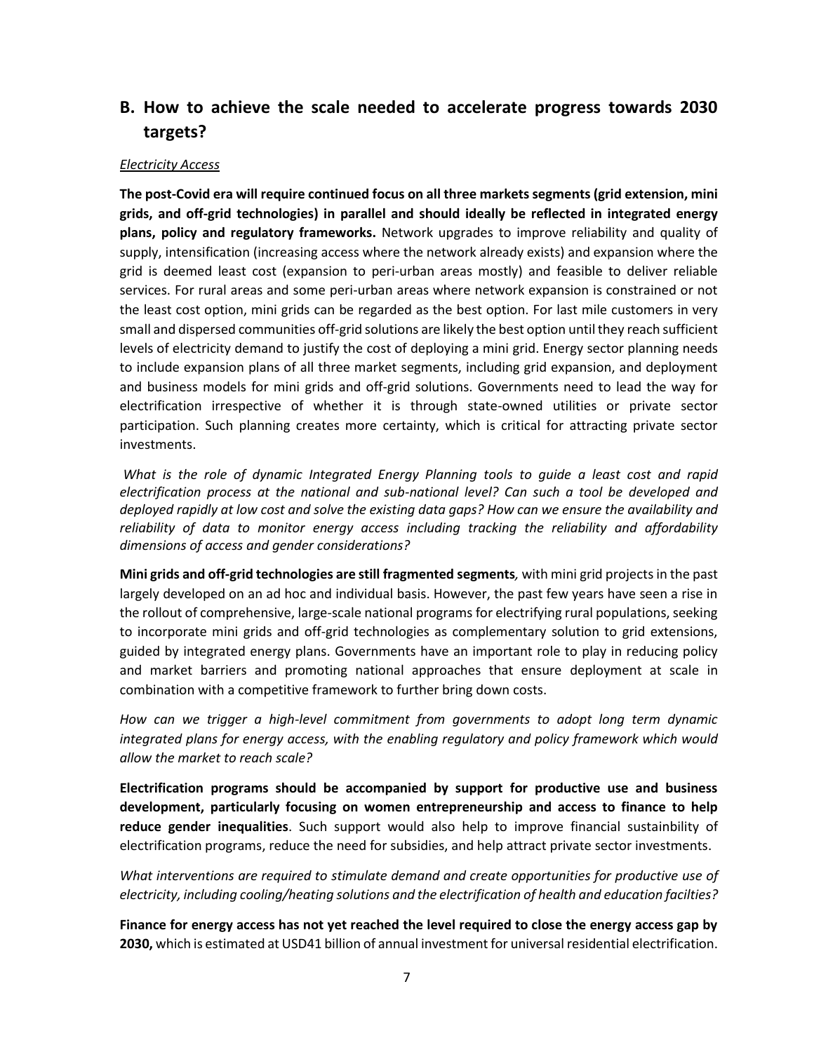## B. How to achieve the scale needed to accelerate progress towards 2030 targets?

*Electricity Access*

**The post-Covid era will require continued focus on all three markets segments (grid extension, mini grids, and off-grid technologies) in parallel and should ideally be reflected in integrated energy plans, policy and regulatory frameworks.** Network upgrades to improve reliability and quality of supply, intensification (increasing access where the network already exists) and expansion where the grid is deemed least cost (expansion to peri-urban areas mostly) and feasible to deliver reliable services. For rural areas and some peri-urban areas where network expansion is constrained or not the least cost option, mini grids can be regarded as the best option. For last mile customers in very small and dispersed communities off-grid solutions are likely the best option until they reach sufficient levels of electricity demand to justify the cost of deploying a mini grid. Energy sector planning needs to include expansion plans of all three market segments, including grid expansion, and deployment and business models for mini grids and off-grid solutions. Governments need to lead the way for electrification irrespective of whether it is through state-owned utilities or private sector participation. Such planning creates more certainty, which is critical for attracting private sector investments.

*What is the role of dynamic Integrated Energy Planning tools to guide a least cost and rapid electrification process at the national and sub-national level? Can such a tool be developed and deployed rapidly at low cost and solve the existing data gaps? How can we ensure the availability and reliability of data to monitor energy access including tracking the reliability and affordability dimensions of access and gender considerations?*

**Mini grids and off-grid technologies are still fragmented segments***,* with mini grid projects in the past largely developed on an ad hoc and individual basis. However, the past few years have seen a rise in the rollout of comprehensive, large-scale national programs for electrifying rural populations, seeking to incorporate mini grids and off-grid technologies as complementary solution to grid extensions, guided by integrated energy plans. Governments have an important role to play in reducing policy and market barriers and promoting national approaches that ensure deployment at scale in combination with a competitive framework to further bring down costs.

*How can we trigger a high-level commitment from governments to adopt long term dynamic integrated plans for energy access, with the enabling regulatory and policy framework which would allow the market to reach scale?*

**Electrification programs should be accompanied by support for productive use and business development, particularly focusing on women entrepreneurship and access to finance to help reduce gender inequalities**. Such support would also help to improve financial sustainbility of electrification programs, reduce the need for subsidies, and help attract private sector investments.

*What interventions are required to stimulate demand and create opportunities for productive use of electricity, including cooling/heating solutions and the electrification of health and education facilties?*

**Finance for energy access has not yet reached the level required to close the energy access gap by 2030,** which is estimated at USD41 billion of annual investment for universal residential electrification.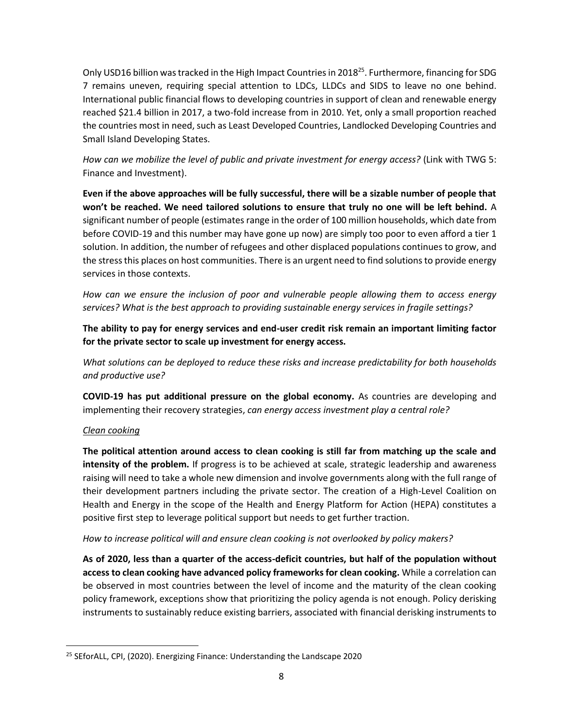Only USD16 billion was tracked in the High Impact Countries in 2018[25]. Furthermore, financing for SDG 7 remains uneven, requiring special attention to LDCs, LLDCs and SIDS to leave no one behind. International public financial flows to developing countries in support of clean and renewable energy reached $21.4 billion in 2017, a two-fold increase from in 2010. Yet, only a small proportion reached the countries most in need, such as Least Developed Countries, Landlocked Developing Countries and Small Island Developing States.

*How can we mobilize the level of public and private investment for energy access?* (Link with TWG 5: Finance and Investment).

**Even if the above approaches will be fully successful, there will be a sizable number of people that won't be reached. We need tailored solutions to ensure that truly no one will be left behind.** A significant number of people (estimates range in the order of 100 million households, which date from before COVID-19 and this number may have gone up now) are simply too poor to even afford a tier 1 solution. In addition, the number of refugees and other displaced populations continues to grow, and the stress this places on host communities. There is an urgent need to find solutions to provide energy services in those contexts.

*How can we ensure the inclusion of poor and vulnerable people allowing them to access energy services? What is the best approach to providing sustainable energy services in fragile settings?*

**The ability to pay for energy services and end-user credit risk remain an important limiting factor for the private sector to scale up investment for energy access.**

*What solutions can be deployed to reduce these risks and increase predictability for both households and productive use?*

**COVID-19 has put additional pressure on the global economy.** As countries are developing and implementing their recovery strategies, *can energy access investment play a central role?*

<u>*Clean cooking*</u>

**The political attention around access to clean cooking is still far from matching up the scale and intensity of the problem.** If progress is to be achieved at scale, strategic leadership and awareness raising will need to take a whole new dimension and involve governments along with the full range of their development partners including the private sector. The creation of a High-Level Coalition on Health and Energy in the scope of the Health and Energy Platform for Action (HEPA) constitutes a positive first step to leverage political support but needs to get further traction.

*How to increase political will and ensure clean cooking is not overlooked by policy makers?*

**As of 2020, less than a quarter of the access-deficit countries, but half of the population without access to clean cooking have advanced policy frameworks for clean cooking.** While a correlation can be observed in most countries between the level of income and the maturity of the clean cooking policy framework, exceptions show that prioritizing the policy agenda is not enough. Policy derisking instruments to sustainably reduce existing barriers, associated with financial derisking instruments to

---

[25] SEforALL, CPI, (2020). Energizing Finance: Understanding the Landscape 2020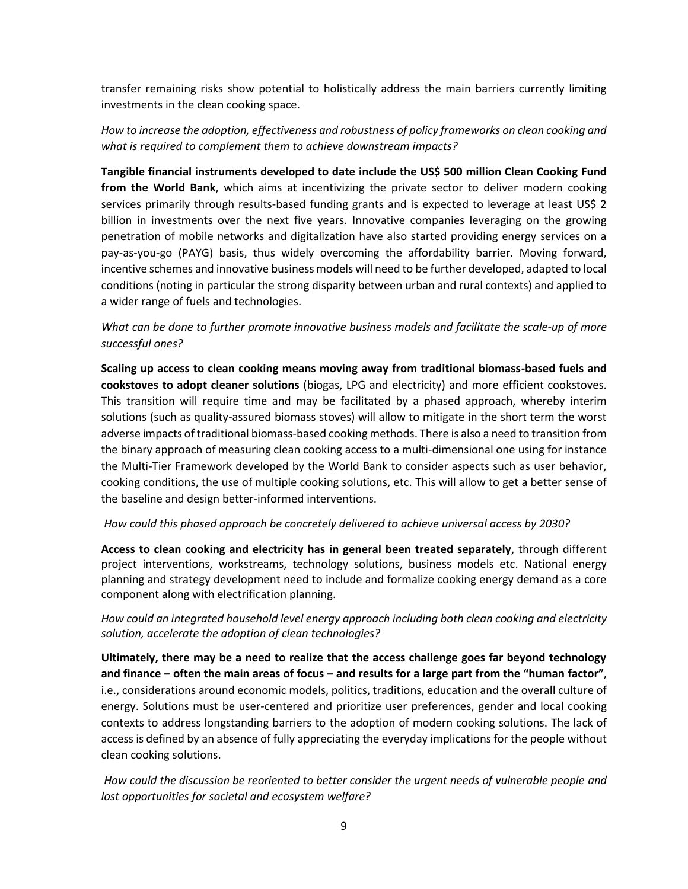transfer remaining risks show potential to holistically address the main barriers currently limiting investments in the clean cooking space.

*How to increase the adoption, effectiveness and robustness of policy frameworks on clean cooking and what is required to complement them to achieve downstream impacts?*

**Tangible financial instruments developed to date include the US$ 500 million Clean Cooking Fund from the World Bank**, which aims at incentivizing the private sector to deliver modern cooking services primarily through results-based funding grants and is expected to leverage at least US$ 2 billion in investments over the next five years. Innovative companies leveraging on the growing penetration of mobile networks and digitalization have also started providing energy services on a pay-as-you-go (PAYG) basis, thus widely overcoming the affordability barrier. Moving forward, incentive schemes and innovative business models will need to be further developed, adapted to local conditions (noting in particular the strong disparity between urban and rural contexts) and applied to a wider range of fuels and technologies.

*What can be done to further promote innovative business models and facilitate the scale-up of more successful ones?*

**Scaling up access to clean cooking means moving away from traditional biomass-based fuels and cookstoves to adopt cleaner solutions** (biogas, LPG and electricity) and more efficient cookstoves. This transition will require time and may be facilitated by a phased approach, whereby interim solutions (such as quality-assured biomass stoves) will allow to mitigate in the short term the worst adverse impacts of traditional biomass-based cooking methods. There is also a need to transition from the binary approach of measuring clean cooking access to a multi-dimensional one using for instance the Multi-Tier Framework developed by the World Bank to consider aspects such as user behavior, cooking conditions, the use of multiple cooking solutions, etc. This will allow to get a better sense of the baseline and design better-informed interventions.

*How could this phased approach be concretely delivered to achieve universal access by 2030?*

**Access to clean cooking and electricity has in general been treated separately**, through different project interventions, workstreams, technology solutions, business models etc. National energy planning and strategy development need to include and formalize cooking energy demand as a core component along with electrification planning.

*How could an integrated household level energy approach including both clean cooking and electricity solution, accelerate the adoption of clean technologies?*

**Ultimately, there may be a need to realize that the access challenge goes far beyond technology and finance – often the main areas of focus – and results for a large part from the "human factor"**, i.e., considerations around economic models, politics, traditions, education and the overall culture of energy. Solutions must be user-centered and prioritize user preferences, gender and local cooking contexts to address longstanding barriers to the adoption of modern cooking solutions. The lack of access is defined by an absence of fully appreciating the everyday implications for the people without clean cooking solutions.

*How could the discussion be reoriented to better consider the urgent needs of vulnerable people and lost opportunities for societal and ecosystem welfare?*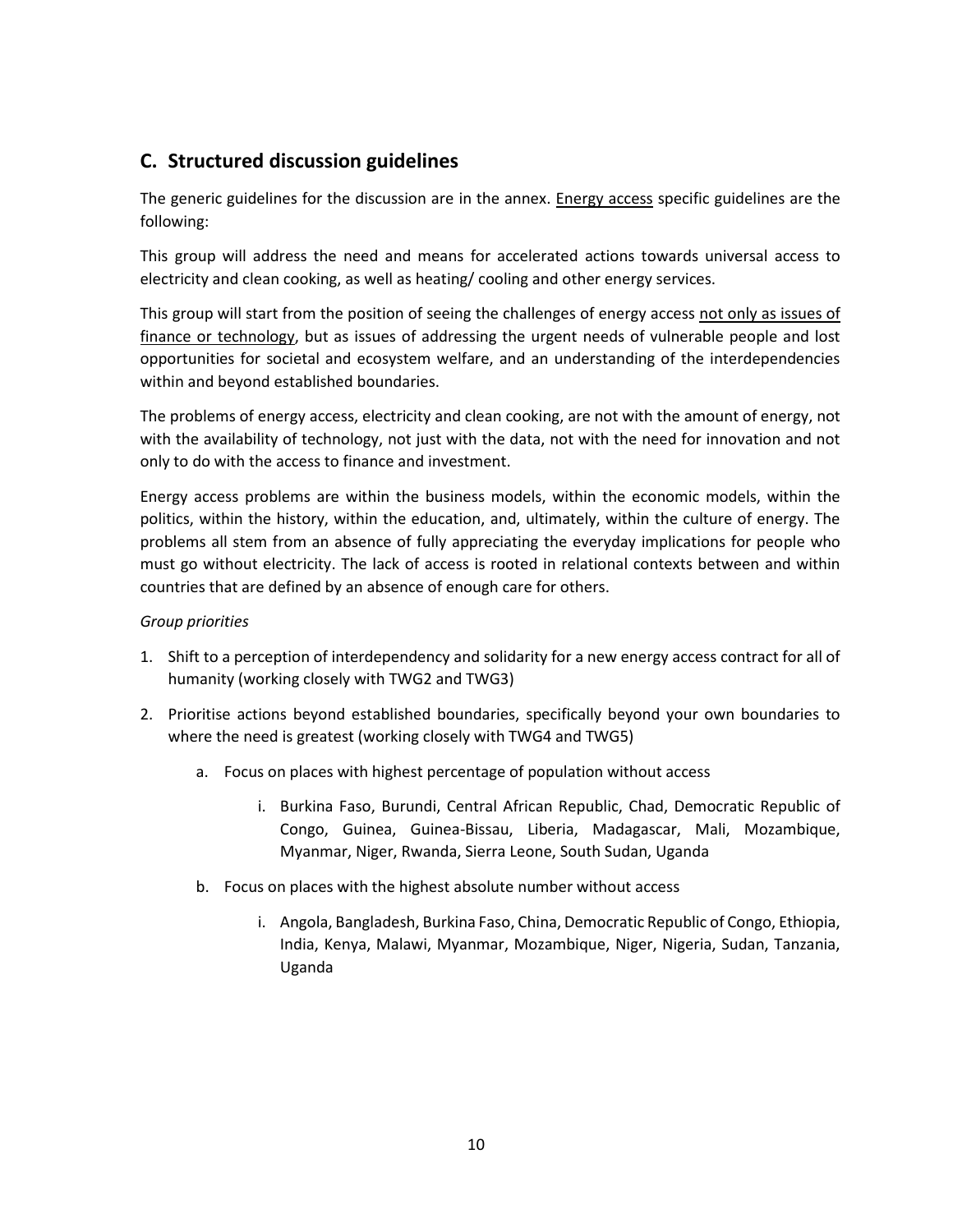## C. Structured discussion guidelines

The generic guidelines for the discussion are in the annex. Energy access specific guidelines are the following:

This group will address the need and means for accelerated actions towards universal access to electricity and clean cooking, as well as heating/ cooling and other energy services.

This group will start from the position of seeing the challenges of energy access not only as issues of finance or technology, but as issues of addressing the urgent needs of vulnerable people and lost opportunities for societal and ecosystem welfare, and an understanding of the interdependencies within and beyond established boundaries.

The problems of energy access, electricity and clean cooking, are not with the amount of energy, not with the availability of technology, not just with the data, not with the need for innovation and not only to do with the access to finance and investment.

Energy access problems are within the business models, within the economic models, within the politics, within the history, within the education, and, ultimately, within the culture of energy. The problems all stem from an absence of fully appreciating the everyday implications for people who must go without electricity. The lack of access is rooted in relational contexts between and within countries that are defined by an absence of enough care for others.

*Group priorities*

1. Shift to a perception of interdependency and solidarity for a new energy access contract for all of humanity (working closely with TWG2 and TWG3)
2. Prioritise actions beyond established boundaries, specifically beyond your own boundaries to where the need is greatest (working closely with TWG4 and TWG5)
    a. Focus on places with highest percentage of population without access
        i. Burkina Faso, Burundi, Central African Republic, Chad, Democratic Republic of Congo, Guinea, Guinea-Bissau, Liberia, Madagascar, Mali, Mozambique, Myanmar, Niger, Rwanda, Sierra Leone, South Sudan, Uganda
    b. Focus on places with the highest absolute number without access
        i. Angola, Bangladesh, Burkina Faso, China, Democratic Republic of Congo, Ethiopia, India, Kenya, Malawi, Myanmar, Mozambique, Niger, Nigeria, Sudan, Tanzania, Uganda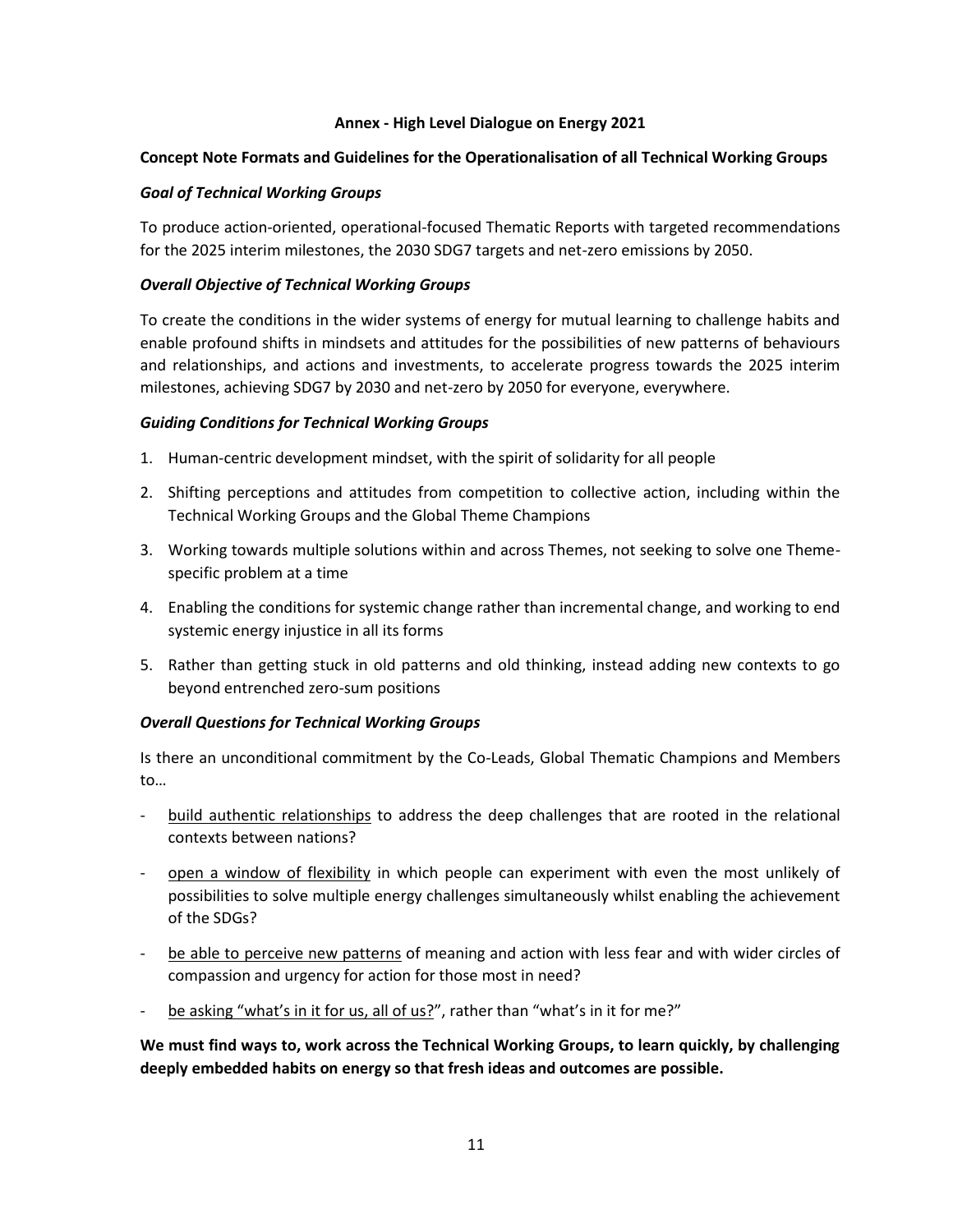**Annex - High Level Dialogue on Energy 2021**

**Concept Note Formats and Guidelines for the Operationalisation of all Technical Working Groups**

***Goal of Technical Working Groups***

To produce action-oriented, operational-focused Thematic Reports with targeted recommendations for the 2025 interim milestones, the 2030 SDG7 targets and net-zero emissions by 2050.

***Overall Objective of Technical Working Groups***

To create the conditions in the wider systems of energy for mutual learning to challenge habits and enable profound shifts in mindsets and attitudes for the possibilities of new patterns of behaviours and relationships, and actions and investments, to accelerate progress towards the 2025 interim milestones, achieving SDG7 by 2030 and net-zero by 2050 for everyone, everywhere.

***Guiding Conditions for Technical Working Groups***

1. Human-centric development mindset, with the spirit of solidarity for all people
2. Shifting perceptions and attitudes from competition to collective action, including within the Technical Working Groups and the Global Theme Champions
3. Working towards multiple solutions within and across Themes, not seeking to solve one Theme-specific problem at a time
4. Enabling the conditions for systemic change rather than incremental change, and working to end systemic energy injustice in all its forms
5. Rather than getting stuck in old patterns and old thinking, instead adding new contexts to go beyond entrenched zero-sum positions

***Overall Questions for Technical Working Groups***

Is there an unconditional commitment by the Co-Leads, Global Thematic Champions and Members to…

- <u>build authentic relationships</u> to address the deep challenges that are rooted in the relational contexts between nations?
- <u>open a window of flexibility</u> in which people can experiment with even the most unlikely of possibilities to solve multiple energy challenges simultaneously whilst enabling the achievement of the SDGs?
- <u>be able to perceive new patterns</u> of meaning and action with less fear and with wider circles of compassion and urgency for action for those most in need?
- <u>be asking "what's in it for us, all of us?</u>", rather than "what's in it for me?"

**We must find ways to, work across the Technical Working Groups, to learn quickly, by challenging deeply embedded habits on energy so that fresh ideas and outcomes are possible.**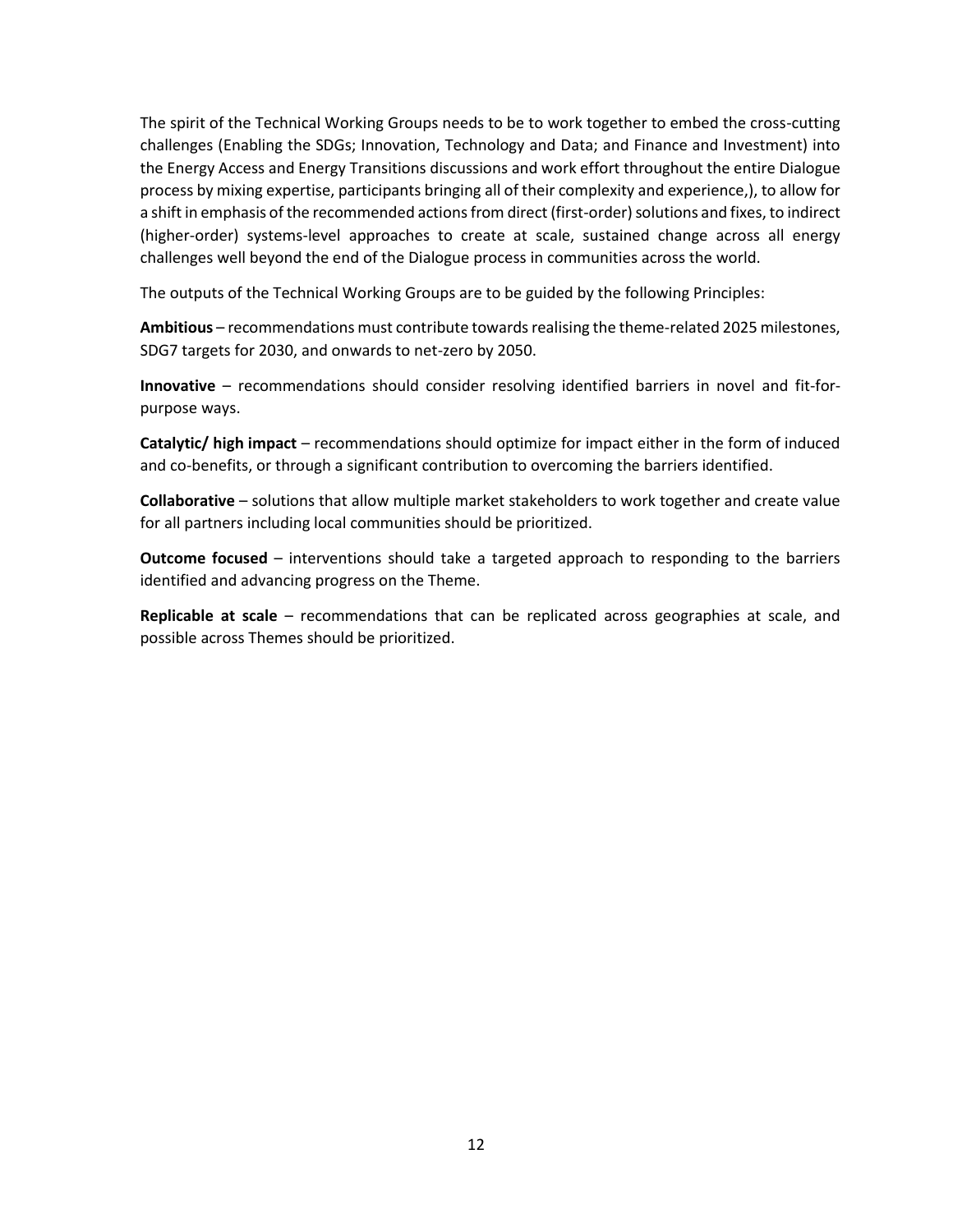The spirit of the Technical Working Groups needs to be to work together to embed the cross-cutting challenges (Enabling the SDGs; Innovation, Technology and Data; and Finance and Investment) into the Energy Access and Energy Transitions discussions and work effort throughout the entire Dialogue process by mixing expertise, participants bringing all of their complexity and experience,), to allow for a shift in emphasis of the recommended actions from direct (first-order) solutions and fixes, to indirect (higher-order) systems-level approaches to create at scale, sustained change across all energy challenges well beyond the end of the Dialogue process in communities across the world.

The outputs of the Technical Working Groups are to be guided by the following Principles:

**Ambitious** – recommendations must contribute towards realising the theme-related 2025 milestones, SDG7 targets for 2030, and onwards to net-zero by 2050.

**Innovative** – recommendations should consider resolving identified barriers in novel and fit-for-purpose ways.

**Catalytic/ high impact** – recommendations should optimize for impact either in the form of induced and co-benefits, or through a significant contribution to overcoming the barriers identified.

**Collaborative** – solutions that allow multiple market stakeholders to work together and create value for all partners including local communities should be prioritized.

**Outcome focused** – interventions should take a targeted approach to responding to the barriers identified and advancing progress on the Theme.

**Replicable at scale** – recommendations that can be replicated across geographies at scale, and possible across Themes should be prioritized.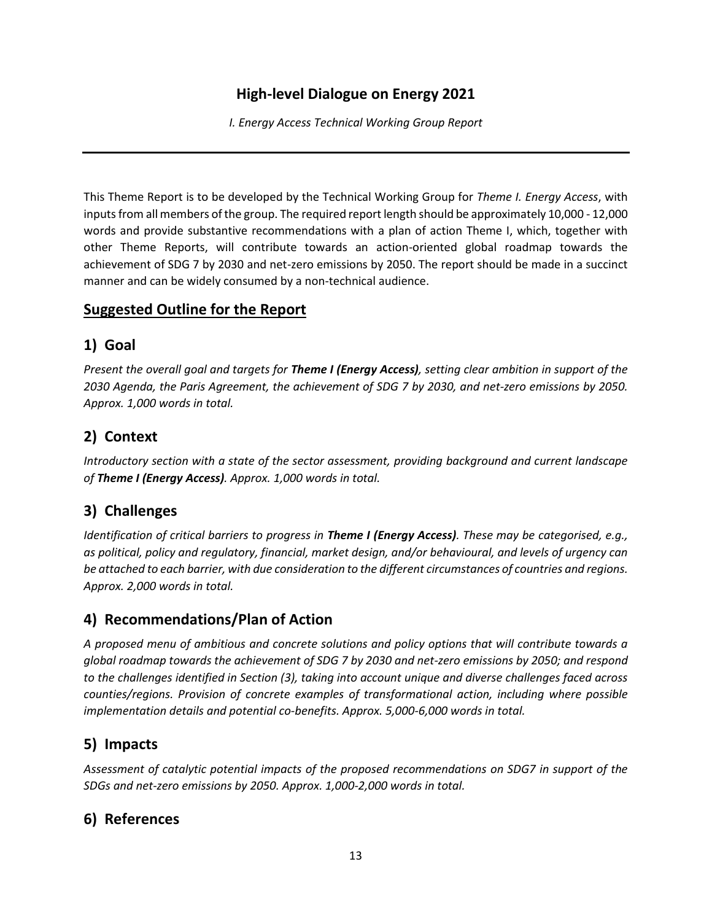# High-level Dialogue on Energy 2021

*I. Energy Access Technical Working Group Report*

---

This Theme Report is to be developed by the Technical Working Group for *Theme I. Energy Access*, with inputs from all members of the group. The required report length should be approximately 10,000 - 12,000 words and provide substantive recommendations with a plan of action Theme I, which, together with other Theme Reports, will contribute towards an action-oriented global roadmap towards the achievement of SDG 7 by 2030 and net-zero emissions by 2050. The report should be made in a succinct manner and can be widely consumed by a non-technical audience.

## Suggested Outline for the Report

## 1) Goal

*Present the overall goal and targets for **Theme I (Energy Access)**, setting clear ambition in support of the 2030 Agenda, the Paris Agreement, the achievement of SDG 7 by 2030, and net-zero emissions by 2050. Approx. 1,000 words in total.*

## 2) Context

*Introductory section with a state of the sector assessment, providing background and current landscape of **Theme I (Energy Access)**. Approx. 1,000 words in total.*

## 3) Challenges

*Identification of critical barriers to progress in **Theme I (Energy Access)**. These may be categorised, e.g., as political, policy and regulatory, financial, market design, and/or behavioural, and levels of urgency can be attached to each barrier, with due consideration to the different circumstances of countries and regions. Approx. 2,000 words in total.*

## 4) Recommendations/Plan of Action

*A proposed menu of ambitious and concrete solutions and policy options that will contribute towards a global roadmap towards the achievement of SDG 7 by 2030 and net-zero emissions by 2050; and respond to the challenges identified in Section (3), taking into account unique and diverse challenges faced across counties/regions. Provision of concrete examples of transformational action, including where possible implementation details and potential co-benefits. Approx. 5,000-6,000 words in total.*

## 5) Impacts

*Assessment of catalytic potential impacts of the proposed recommendations on SDG7 in support of the SDGs and net-zero emissions by 2050. Approx. 1,000-2,000 words in total.*

## 6) References